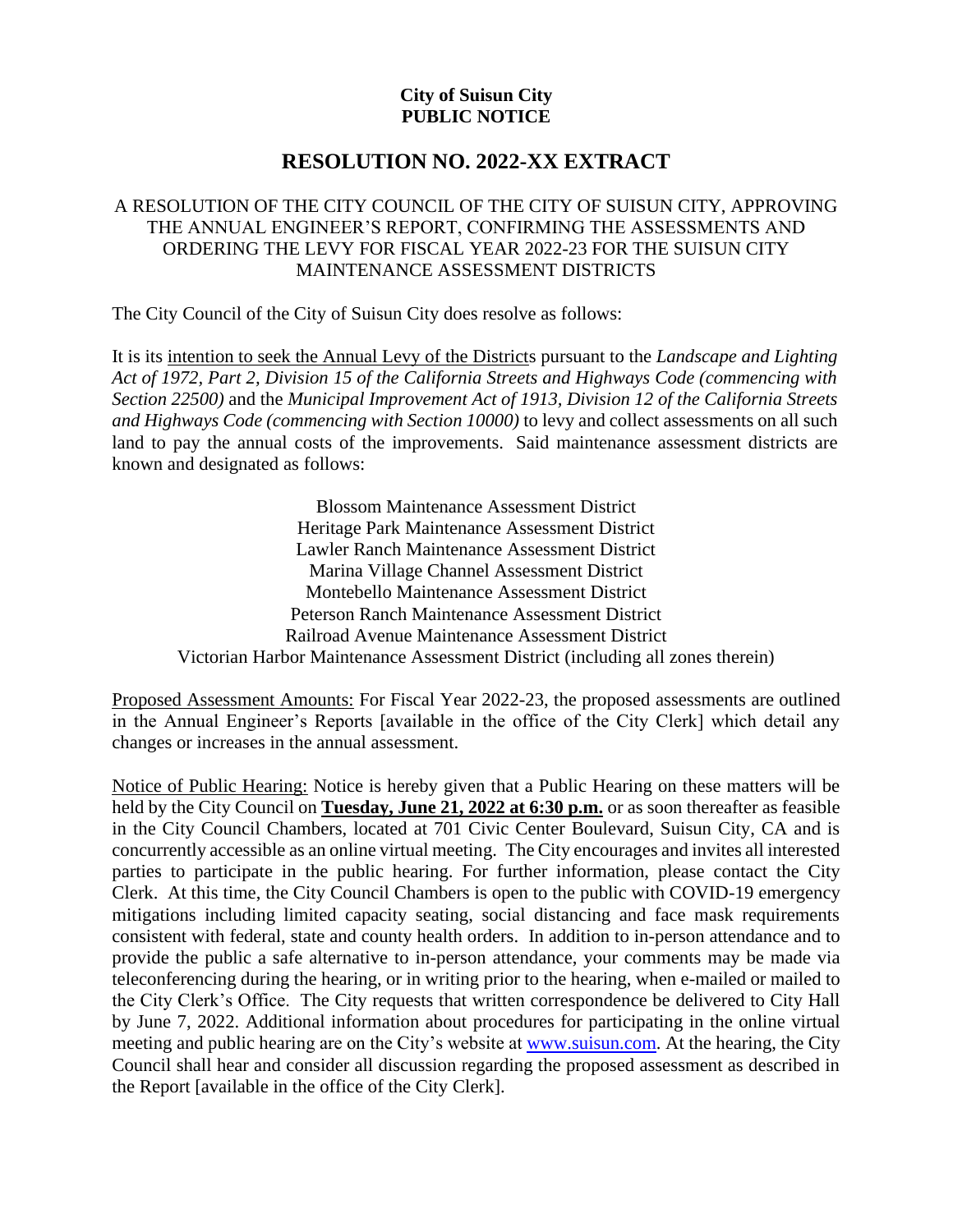**City of Suisun City**
**PUBLIC NOTICE**

# RESOLUTION NO. 2022-XX EXTRACT

A RESOLUTION OF THE CITY COUNCIL OF THE CITY OF SUISUN CITY, APPROVING THE ANNUAL ENGINEER'S REPORT, CONFIRMING THE ASSESSMENTS AND ORDERING THE LEVY FOR FISCAL YEAR 2022-23 FOR THE SUISUN CITY MAINTENANCE ASSESSMENT DISTRICTS

The City Council of the City of Suisun City does resolve as follows:

It is its <u>intention to seek the Annual Levy of the District</u>s pursuant to the *Landscape and Lighting Act of 1972, Part 2, Division 15 of the California Streets and Highways Code (commencing with Section 22500)* and the *Municipal Improvement Act of 1913, Division 12 of the California Streets and Highways Code (commencing with Section 10000)* to levy and collect assessments on all such land to pay the annual costs of the improvements. Said maintenance assessment districts are known and designated as follows:

Blossom Maintenance Assessment District
Heritage Park Maintenance Assessment District
Lawler Ranch Maintenance Assessment District
Marina Village Channel Assessment District
Montebello Maintenance Assessment District
Peterson Ranch Maintenance Assessment District
Railroad Avenue Maintenance Assessment District
Victorian Harbor Maintenance Assessment District (including all zones therein)

<u>Proposed Assessment Amounts:</u> For Fiscal Year 2022-23, the proposed assessments are outlined in the Annual Engineer's Reports [available in the office of the City Clerk] which detail any changes or increases in the annual assessment.

<u>Notice of Public Hearing:</u> Notice is hereby given that a Public Hearing on these matters will be held by the City Council on **<u>Tuesday, June 21, 2022 at 6:30 p.m.</u>** or as soon thereafter as feasible in the City Council Chambers, located at 701 Civic Center Boulevard, Suisun City, CA and is concurrently accessible as an online virtual meeting. The City encourages and invites all interested parties to participate in the public hearing. For further information, please contact the City Clerk. At this time, the City Council Chambers is open to the public with COVID-19 emergency mitigations including limited capacity seating, social distancing and face mask requirements consistent with federal, state and county health orders. In addition to in-person attendance and to provide the public a safe alternative to in-person attendance, your comments may be made via teleconferencing during the hearing, or in writing prior to the hearing, when e-mailed or mailed to the City Clerk's Office. The City requests that written correspondence be delivered to City Hall by June 7, 2022. Additional information about procedures for participating in the online virtual meeting and public hearing are on the City's website at www.suisun.com. At the hearing, the City Council shall hear and consider all discussion regarding the proposed assessment as described in the Report [available in the office of the City Clerk].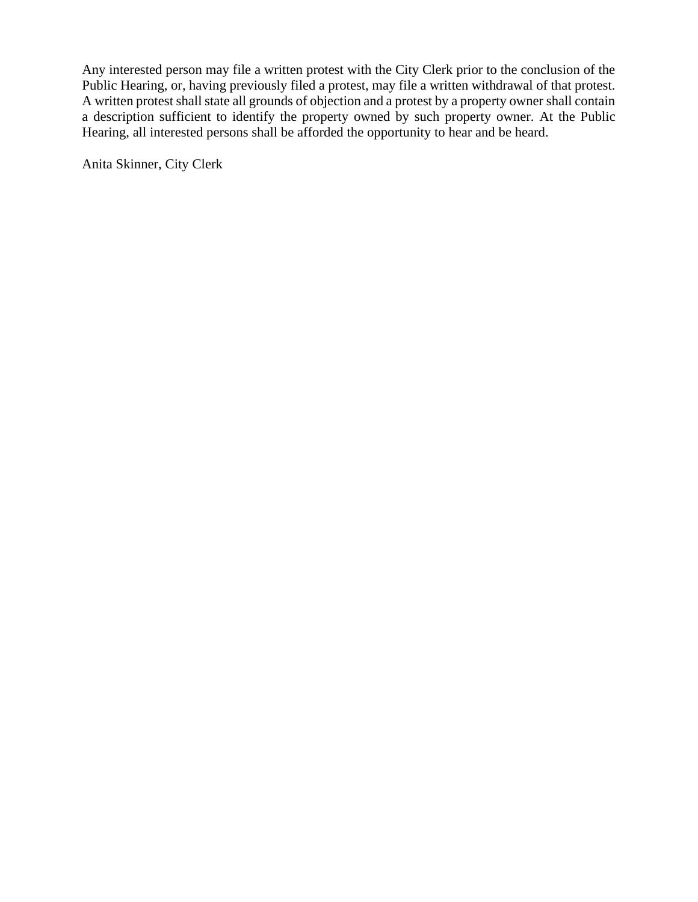Any interested person may file a written protest with the City Clerk prior to the conclusion of the Public Hearing, or, having previously filed a protest, may file a written withdrawal of that protest. A written protest shall state all grounds of objection and a protest by a property owner shall contain a description sufficient to identify the property owned by such property owner. At the Public Hearing, all interested persons shall be afforded the opportunity to hear and be heard.

Anita Skinner, City Clerk